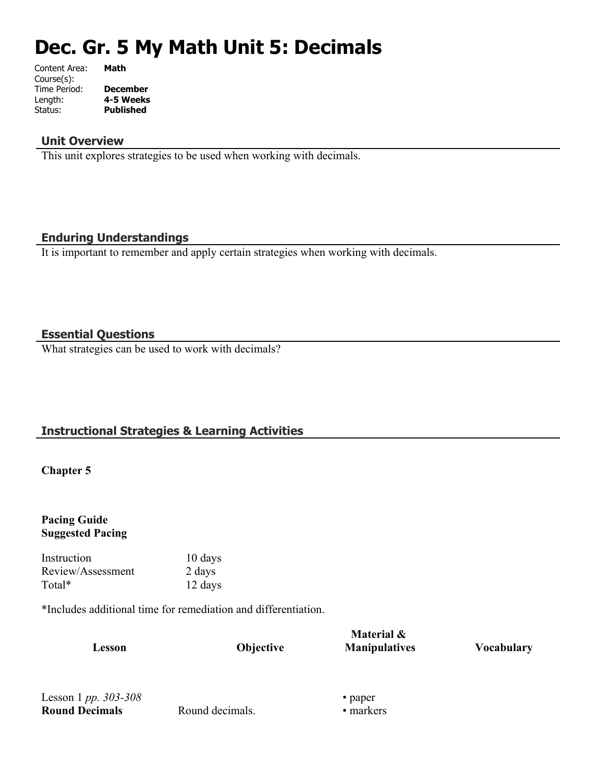# Dec. Gr. 5 My Math Unit 5: Decimals

Content Area: **Math**
Course(s):
Time Period: **December**
Length: **4-5 Weeks**
Status: **Published**

## Unit Overview

This unit explores strategies to be used when working with decimals.

## Enduring Understandings

It is important to remember and apply certain strategies when working with decimals.

## Essential Questions

What strategies can be used to work with decimals?

## Instructional Strategies & Learning Activities

**Chapter 5**

**Pacing Guide**
**Suggested Pacing**

| | |
|---|---|
| Instruction | 10 days |
| Review/Assessment | 2 days |
| Total* | 12 days |

*Includes additional time for remediation and differentiation.

| Lesson | Objective | Material & Manipulatives | Vocabulary |
|---|---|---|---|
| Lesson 1 *pp. 303-308* **Round Decimals** | Round decimals. | • paper • markers | |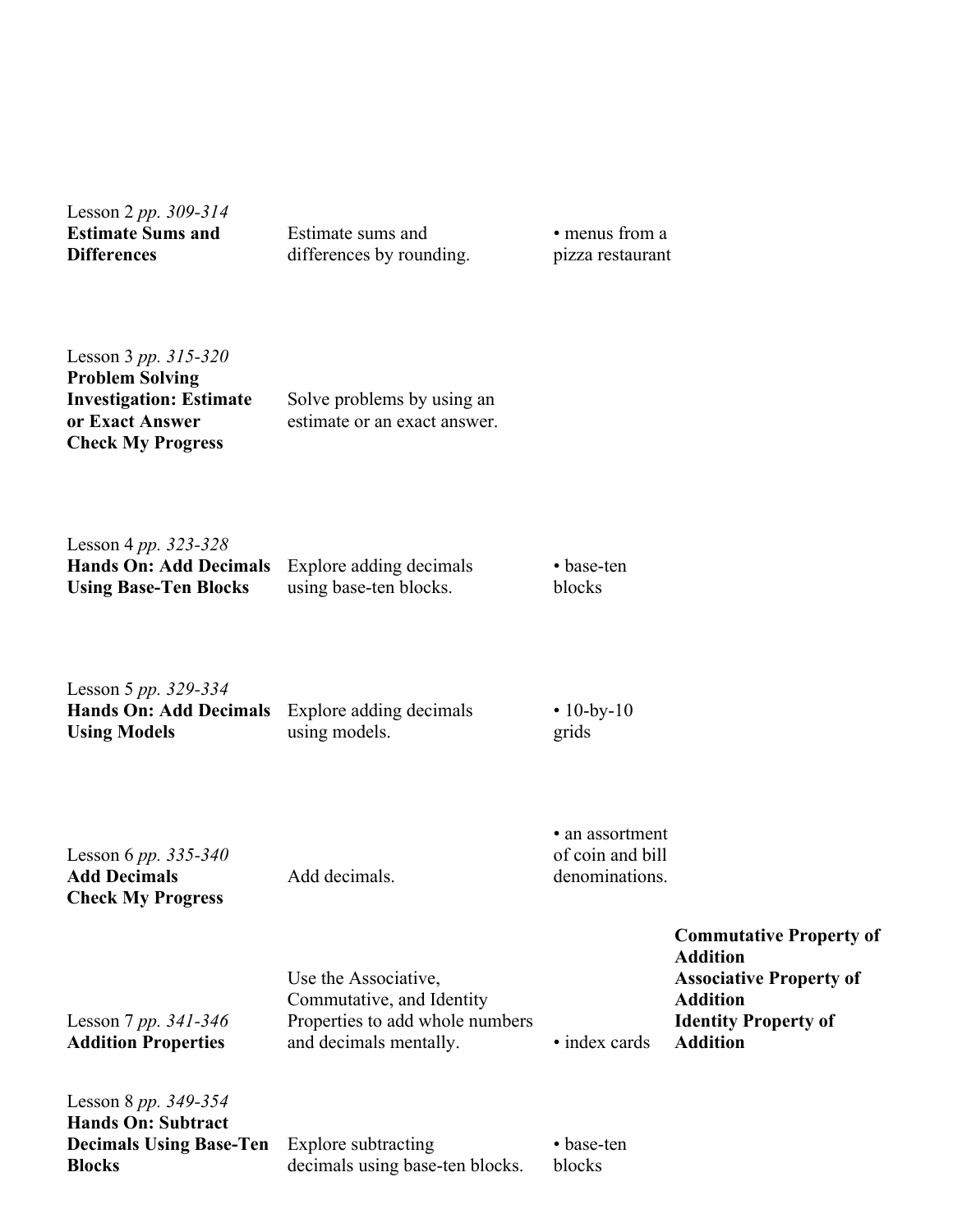| | | | |
|---|---|---|---|
| Lesson 2 *pp. 309-314*<br>**Estimate Sums and Differences** | Estimate sums and differences by rounding. | • menus from a pizza restaurant | |
| Lesson 3 *pp. 315-320*<br>**Problem Solving Investigation: Estimate or Exact Answer**<br>**Check My Progress** | Solve problems by using an estimate or an exact answer. | | |
| Lesson 4 *pp. 323-328*<br>**Hands On: Add Decimals Using Base-Ten Blocks** | Explore adding decimals using base-ten blocks. | • base-ten blocks | |
| Lesson 5 *pp. 329-334*<br>**Hands On: Add Decimals Using Models** | Explore adding decimals using models. | • 10-by-10 grids | |
| Lesson 6 *pp. 335-340*<br>**Add Decimals**<br>**Check My Progress** | Add decimals. | • an assortment of coin and bill denominations. | |
| Lesson 7 *pp. 341-346*<br>**Addition Properties** | Use the Associative, Commutative, and Identity Properties to add whole numbers and decimals mentally. | • index cards | **Commutative Property of Addition**<br>**Associative Property of Addition**<br>**Identity Property of Addition** |
| Lesson 8 *pp. 349-354*<br>**Hands On: Subtract Decimals Using Base-Ten Blocks** | Explore subtracting decimals using base-ten blocks. | • base-ten blocks | |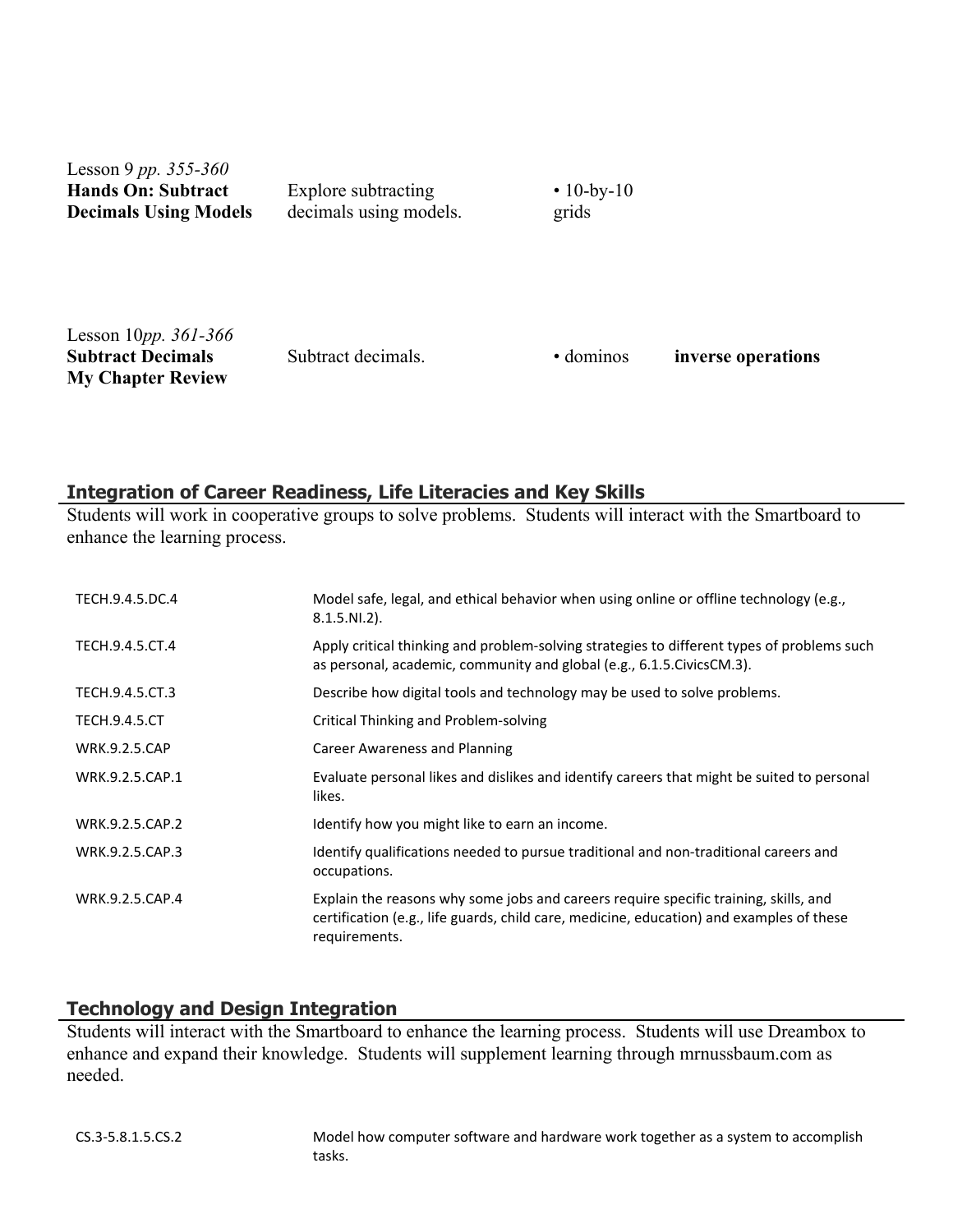| | | | |
|---|---|---|---|
| Lesson 9 *pp. 355-360*<br>**Hands On: Subtract Decimals Using Models** | Explore subtracting decimals using models. | • 10-by-10 grids | |
| Lesson 10*pp. 361-366*<br>**Subtract Decimals**<br>**My Chapter Review** | Subtract decimals. | • dominos | **inverse operations** |

## Integration of Career Readiness, Life Literacies and Key Skills

Students will work in cooperative groups to solve problems. Students will interact with the Smartboard to enhance the learning process.

| | |
|---|---|
| TECH.9.4.5.DC.4 | Model safe, legal, and ethical behavior when using online or offline technology (e.g., 8.1.5.NI.2). |
| TECH.9.4.5.CT.4 | Apply critical thinking and problem-solving strategies to different types of problems such as personal, academic, community and global (e.g., 6.1.5.CivicsCM.3). |
| TECH.9.4.5.CT.3 | Describe how digital tools and technology may be used to solve problems. |
| TECH.9.4.5.CT | Critical Thinking and Problem-solving |
| WRK.9.2.5.CAP | Career Awareness and Planning |
| WRK.9.2.5.CAP.1 | Evaluate personal likes and dislikes and identify careers that might be suited to personal likes. |
| WRK.9.2.5.CAP.2 | Identify how you might like to earn an income. |
| WRK.9.2.5.CAP.3 | Identify qualifications needed to pursue traditional and non-traditional careers and occupations. |
| WRK.9.2.5.CAP.4 | Explain the reasons why some jobs and careers require specific training, skills, and certification (e.g., life guards, child care, medicine, education) and examples of these requirements. |

## Technology and Design Integration

Students will interact with the Smartboard to enhance the learning process. Students will use Dreambox to enhance and expand their knowledge. Students will supplement learning through mrnussbaum.com as needed.

| | |
|---|---|
| CS.3-5.8.1.5.CS.2 | Model how computer software and hardware work together as a system to accomplish tasks. |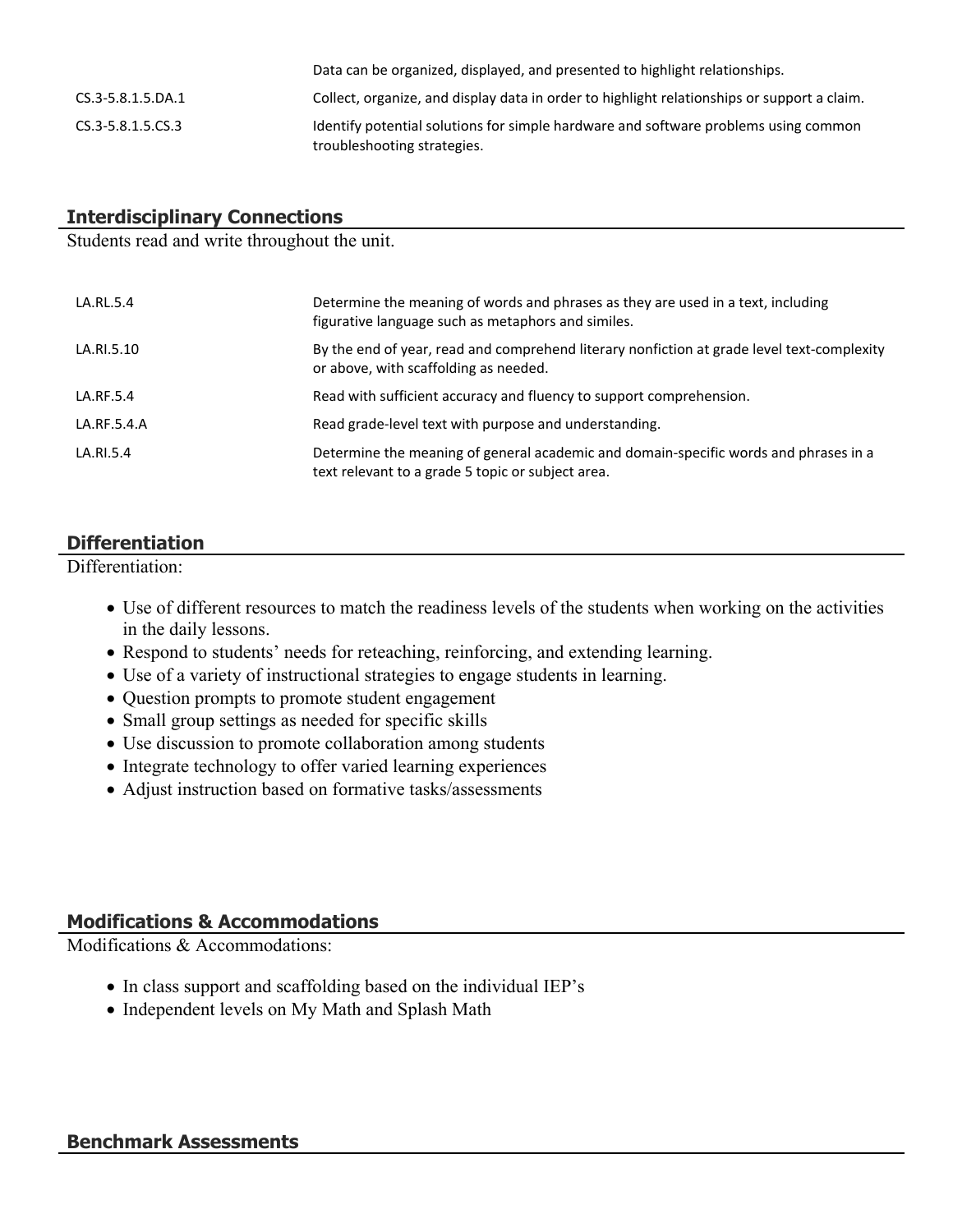| | |
|---|---|
| | Data can be organized, displayed, and presented to highlight relationships. |
| CS.3-5.8.1.5.DA.1 | Collect, organize, and display data in order to highlight relationships or support a claim. |
| CS.3-5.8.1.5.CS.3 | Identify potential solutions for simple hardware and software problems using common troubleshooting strategies. |

## Interdisciplinary Connections

Students read and write throughout the unit.

| | |
|---|---|
| LA.RL.5.4 | Determine the meaning of words and phrases as they are used in a text, including figurative language such as metaphors and similes. |
| LA.RI.5.10 | By the end of year, read and comprehend literary nonfiction at grade level text-complexity or above, with scaffolding as needed. |
| LA.RF.5.4 | Read with sufficient accuracy and fluency to support comprehension. |
| LA.RF.5.4.A | Read grade-level text with purpose and understanding. |
| LA.RI.5.4 | Determine the meaning of general academic and domain-specific words and phrases in a text relevant to a grade 5 topic or subject area. |

## Differentiation

Differentiation:

- Use of different resources to match the readiness levels of the students when working on the activities in the daily lessons.
- Respond to students' needs for reteaching, reinforcing, and extending learning.
- Use of a variety of instructional strategies to engage students in learning.
- Question prompts to promote student engagement
- Small group settings as needed for specific skills
- Use discussion to promote collaboration among students
- Integrate technology to offer varied learning experiences
- Adjust instruction based on formative tasks/assessments

## Modifications & Accommodations

Modifications & Accommodations:

- In class support and scaffolding based on the individual IEP's
- Independent levels on My Math and Splash Math

## Benchmark Assessments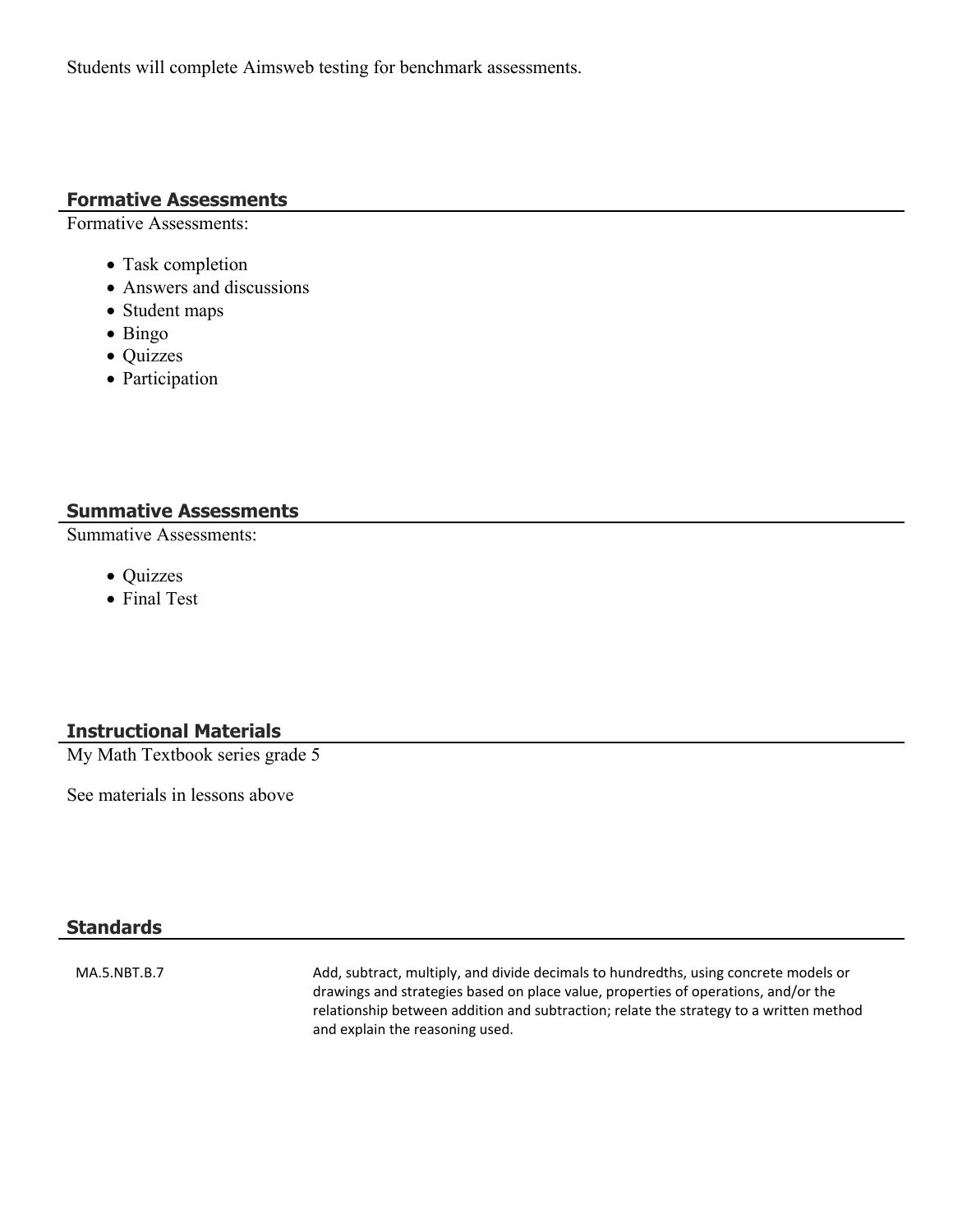Students will complete Aimsweb testing for benchmark assessments.

## Formative Assessments

Formative Assessments:

- Task completion
- Answers and discussions
- Student maps
- Bingo
- Quizzes
- Participation

## Summative Assessments

Summative Assessments:

- Quizzes
- Final Test

## Instructional Materials

My Math Textbook series grade 5

See materials in lessons above

## Standards

| | |
|---|---|
| MA.5.NBT.B.7 | Add, subtract, multiply, and divide decimals to hundredths, using concrete models or drawings and strategies based on place value, properties of operations, and/or the relationship between addition and subtraction; relate the strategy to a written method and explain the reasoning used. |